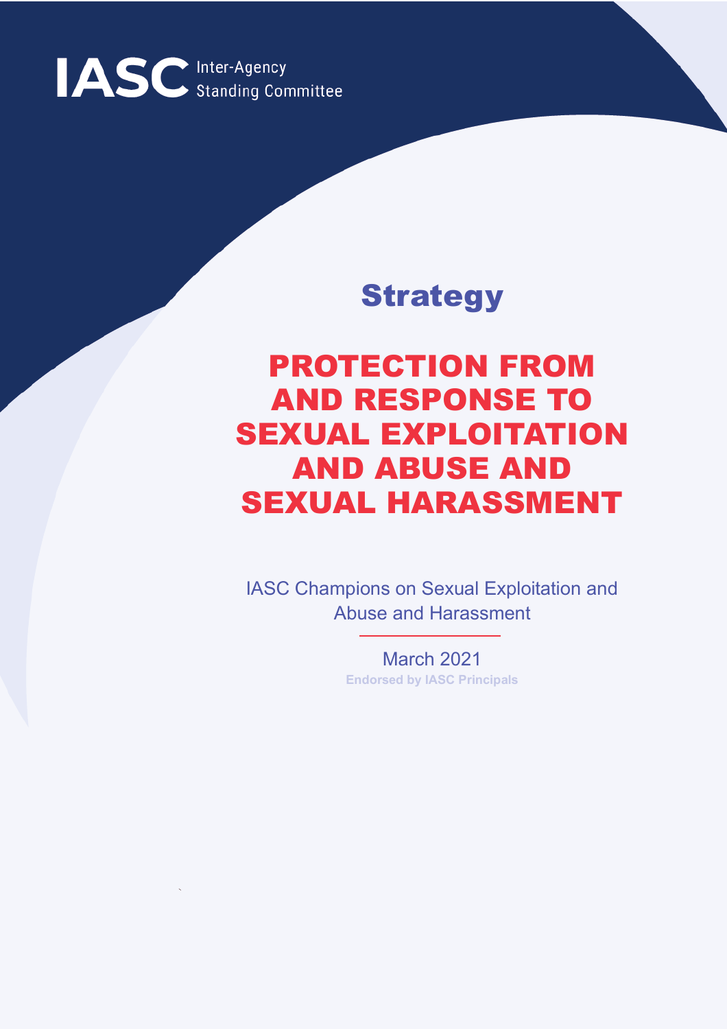IASC Inter-Agency Standing Committee

## Strategy

# PROTECTION FROM AND RESPONSE TO SEXUAL EXPLOITATION AND ABUSE AND SEXUAL HARASSMENT

IASC Champions on Sexual Exploitation and Abuse and Harassment

March 2021

**Endorsed by IASC Principals**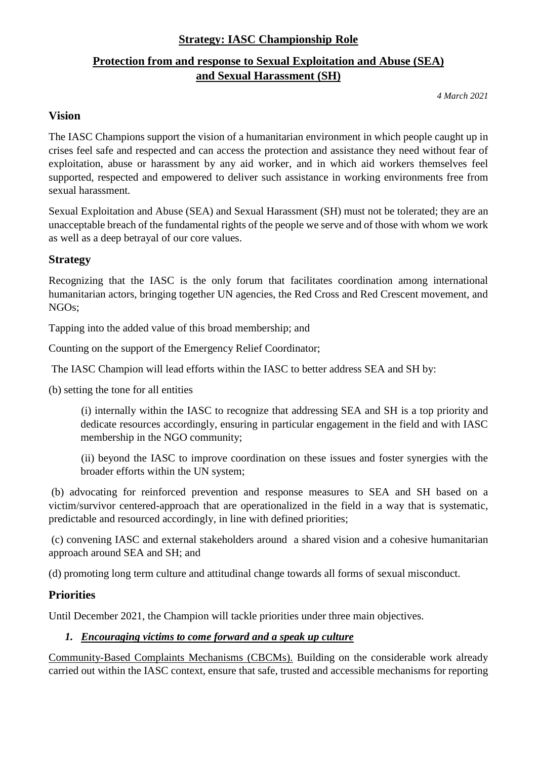## Strategy: IASC Championship Role

## Protection from and response to Sexual Exploitation and Abuse (SEA) and Sexual Harassment (SH)

*4 March 2021*

### Vision

The IASC Champions support the vision of a humanitarian environment in which people caught up in crises feel safe and respected and can access the protection and assistance they need without fear of exploitation, abuse or harassment by any aid worker, and in which aid workers themselves feel supported, respected and empowered to deliver such assistance in working environments free from sexual harassment.

Sexual Exploitation and Abuse (SEA) and Sexual Harassment (SH) must not be tolerated; they are an unacceptable breach of the fundamental rights of the people we serve and of those with whom we work as well as a deep betrayal of our core values.

### Strategy

Recognizing that the IASC is the only forum that facilitates coordination among international humanitarian actors, bringing together UN agencies, the Red Cross and Red Crescent movement, and NGOs;

Tapping into the added value of this broad membership; and

Counting on the support of the Emergency Relief Coordinator;

The IASC Champion will lead efforts within the IASC to better address SEA and SH by:

(b) setting the tone for all entities

> (i) internally within the IASC to recognize that addressing SEA and SH is a top priority and dedicate resources accordingly, ensuring in particular engagement in the field and with IASC membership in the NGO community;
>
> (ii) beyond the IASC to improve coordination on these issues and foster synergies with the broader efforts within the UN system;

(b) advocating for reinforced prevention and response measures to SEA and SH based on a victim/survivor centered-approach that are operationalized in the field in a way that is systematic, predictable and resourced accordingly, in line with defined priorities;

(c) convening IASC and external stakeholders around a shared vision and a cohesive humanitarian approach around SEA and SH; and

(d) promoting long term culture and attitudinal change towards all forms of sexual misconduct.

### Priorities

Until December 2021, the Champion will tackle priorities under three main objectives.

1. ***Encouraging victims to come forward and a speak up culture***

Community-Based Complaints Mechanisms (CBCMs). Building on the considerable work already carried out within the IASC context, ensure that safe, trusted and accessible mechanisms for reporting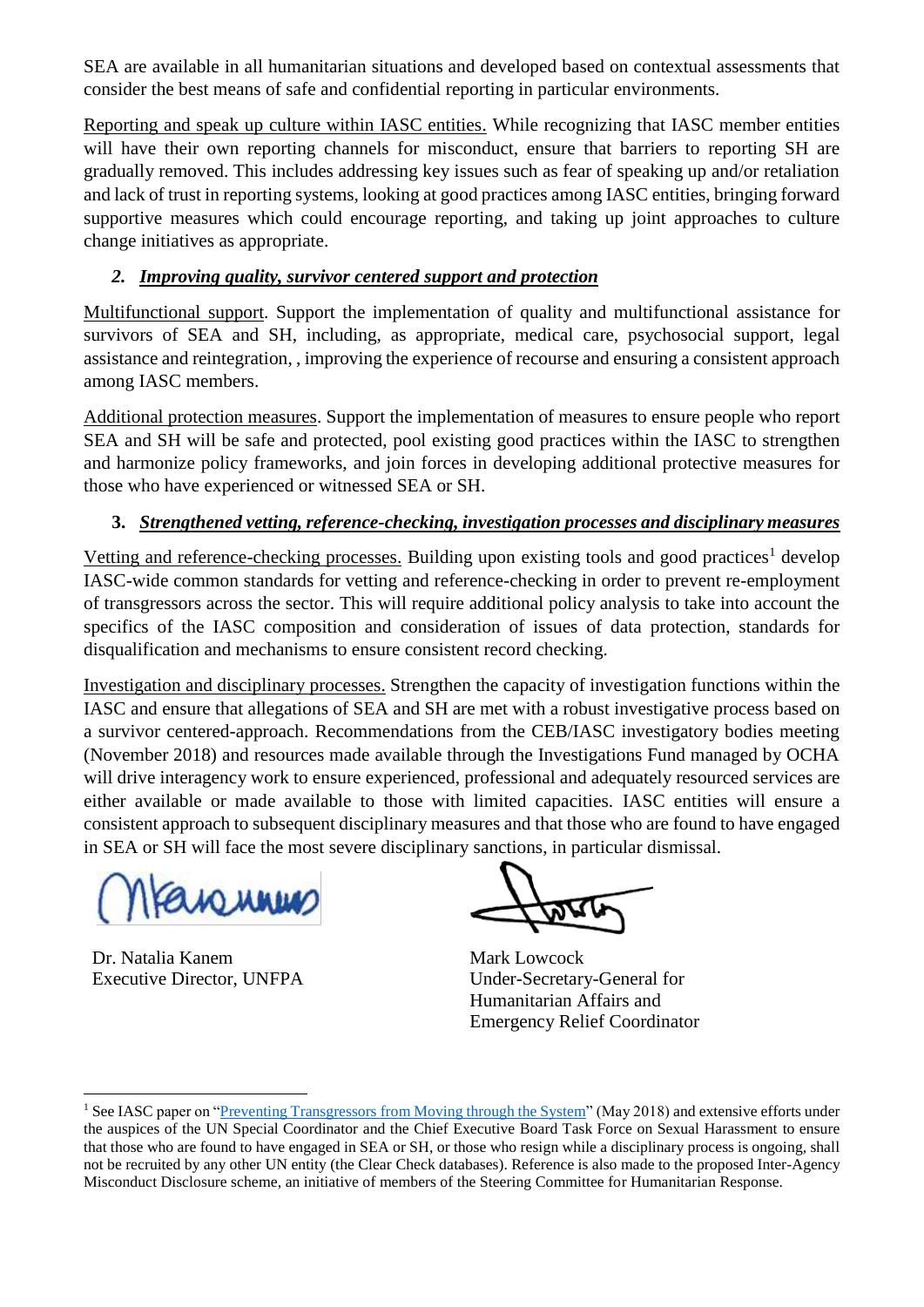SEA are available in all humanitarian situations and developed based on contextual assessments that consider the best means of safe and confidential reporting in particular environments.

Reporting and speak up culture within IASC entities. While recognizing that IASC member entities will have their own reporting channels for misconduct, ensure that barriers to reporting SH are gradually removed. This includes addressing key issues such as fear of speaking up and/or retaliation and lack of trust in reporting systems, looking at good practices among IASC entities, bringing forward supportive measures which could encourage reporting, and taking up joint approaches to culture change initiatives as appropriate.

## 2. *Improving quality, survivor centered support and protection*

Multifunctional support. Support the implementation of quality and multifunctional assistance for survivors of SEA and SH, including, as appropriate, medical care, psychosocial support, legal assistance and reintegration, , improving the experience of recourse and ensuring a consistent approach among IASC members.

Additional protection measures. Support the implementation of measures to ensure people who report SEA and SH will be safe and protected, pool existing good practices within the IASC to strengthen and harmonize policy frameworks, and join forces in developing additional protective measures for those who have experienced or witnessed SEA or SH.

## 3. *Strengthened vetting, reference-checking, investigation processes and disciplinary measures*

Vetting and reference-checking processes. Building upon existing tools and good practices[1] develop IASC-wide common standards for vetting and reference-checking in order to prevent re-employment of transgressors across the sector. This will require additional policy analysis to take into account the specifics of the IASC composition and consideration of issues of data protection, standards for disqualification and mechanisms to ensure consistent record checking.

Investigation and disciplinary processes. Strengthen the capacity of investigation functions within the IASC and ensure that allegations of SEA and SH are met with a robust investigative process based on a survivor centered-approach. Recommendations from the CEB/IASC investigatory bodies meeting (November 2018) and resources made available through the Investigations Fund managed by OCHA will drive interagency work to ensure experienced, professional and adequately resourced services are either available or made available to those with limited capacities. IASC entities will ensure a consistent approach to subsequent disciplinary measures and that those who are found to have engaged in SEA or SH will face the most severe disciplinary sanctions, in particular dismissal.

Dr. Natalia Kanem
Executive Director, UNFPA

Mark Lowcock
Under-Secretary-General for Humanitarian Affairs and Emergency Relief Coordinator

---

[1] See IASC paper on "Preventing Transgressors from Moving through the System" (May 2018) and extensive efforts under the auspices of the UN Special Coordinator and the Chief Executive Board Task Force on Sexual Harassment to ensure that those who are found to have engaged in SEA or SH, or those who resign while a disciplinary process is ongoing, shall not be recruited by any other UN entity (the Clear Check databases). Reference is also made to the proposed Inter-Agency Misconduct Disclosure scheme, an initiative of members of the Steering Committee for Humanitarian Response.